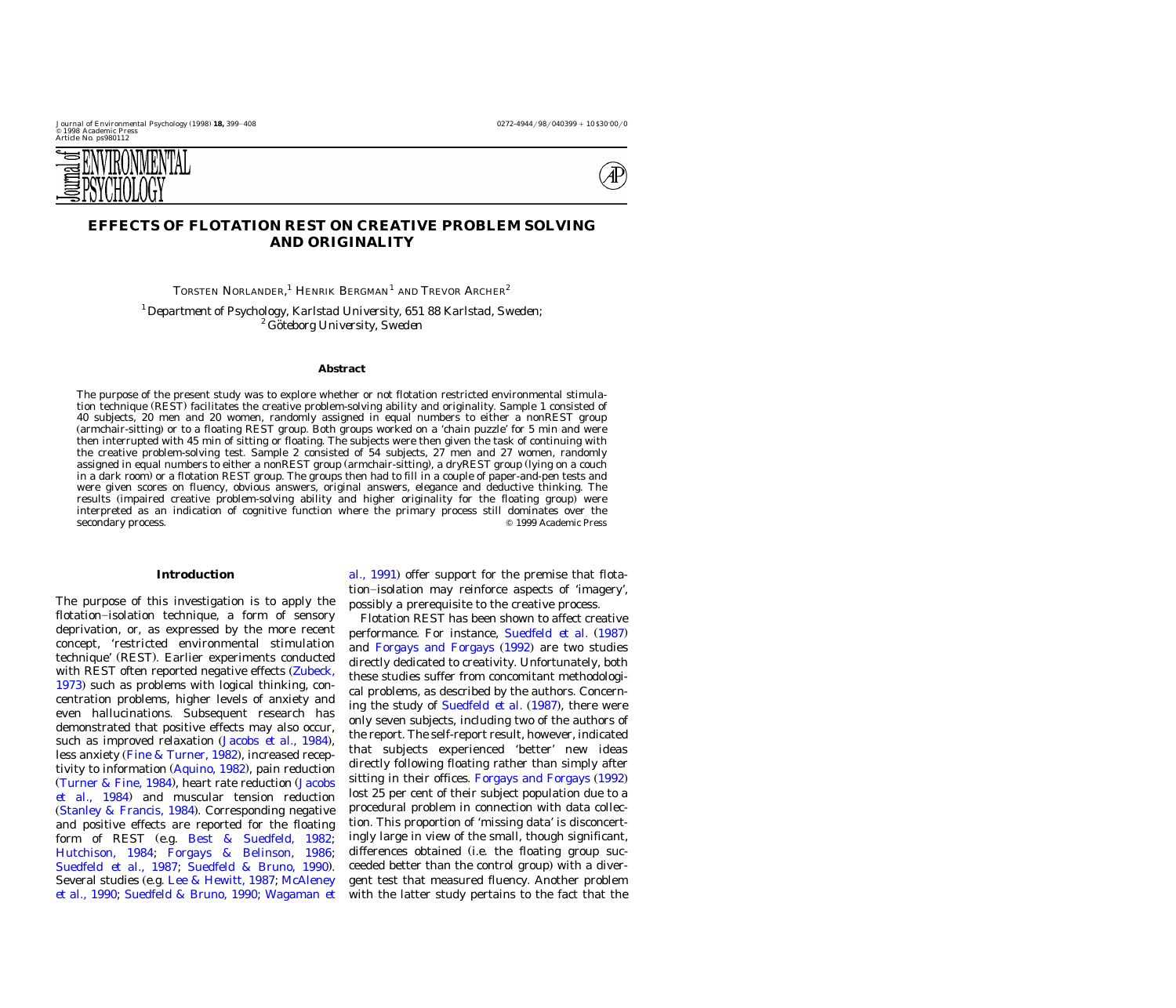# EFFECTS OF FLOTATION REST ON CREATIVE PROBLEM SOLVING AND ORIGINALITY

Torsten Norlander,[1] Henrik Bergman[1] and Trevor Archer[2]

[1] *Department of Psychology, Karlstad University, 651 88 Karlstad, Sweden;*
[2] *Göteborg University, Sweden*

## Abstract

The purpose of the present study was to explore whether or not flotation restricted environmental stimulation technique (REST) facilitates the creative problem-solving ability and originality. Sample 1 consisted of 40 subjects, 20 men and 20 women, randomly assigned in equal numbers to either a nonREST group (armchair-sitting) or to a floating REST group. Both groups worked on a 'chain puzzle' for 5 min and were then interrupted with 45 min of sitting or floating. The subjects were then given the task of continuing with the creative problem-solving test. Sample 2 consisted of 54 subjects, 27 men and 27 women, randomly assigned in equal numbers to either a nonREST group (armchair-sitting), a dryREST group (lying on a couch in a dark room) or a flotation REST group. The groups then had to fill in a couple of paper-and-pen tests and were given scores on fluency, obvious answers, original answers, elegance and deductive thinking. The results (impaired creative problem-solving ability and higher originality for the floating group) were interpreted as an indication of cognitive function where the primary process still dominates over the secondary process.

© 1999 Academic Press

## Introduction

The purpose of this investigation is to apply the flotation–isolation technique, a form of sensory deprivation, or, as expressed by the more recent concept, 'restricted environmental stimulation technique' (REST). Earlier experiments conducted with REST often reported negative effects (Zubeck, 1973) such as problems with logical thinking, concentration problems, higher levels of anxiety and even hallucinations. Subsequent research has demonstrated that positive effects may also occur, such as improved relaxation (Jacobs *et al.*, 1984), less anxiety (Fine & Turner, 1982), increased receptivity to information (Aquino, 1982), pain reduction (Turner & Fine, 1984), heart rate reduction (Jacobs *et al.*, 1984) and muscular tension reduction (Stanley & Francis, 1984). Corresponding negative and positive effects are reported for the floating form of REST (e.g. Best & Suedfeld, 1982; Hutchison, 1984; Forgays & Belinson, 1986; Suedfeld *et al.*, 1987; Suedfeld & Bruno, 1990). Several studies (e.g. Lee & Hewitt, 1987; McAleney *et al.*, 1990; Suedfeld & Bruno, 1990; Wagaman *et al.*, 1991) offer support for the premise that flotation–isolation may reinforce aspects of 'imagery', possibly a prerequisite to the creative process.

Flotation REST has been shown to affect creative performance. For instance, Suedfeld *et al.* (1987) and Forgays and Forgays (1992) are two studies directly dedicated to creativity. Unfortunately, both these studies suffer from concomitant methodological problems, as described by the authors. Concerning the study of Suedfeld *et al.* (1987), there were only seven subjects, including two of the authors of the report. The self-report result, however, indicated that subjects experienced 'better' new ideas directly following floating rather than simply after sitting in their offices. Forgays and Forgays (1992) lost 25 per cent of their subject population due to a procedural problem in connection with data collection. This proportion of 'missing data' is disconcertingly large in view of the small, though significant, differences obtained (i.e. the floating group succeeded better than the control group) with a divergent test that measured fluency. Another problem with the latter study pertains to the fact that the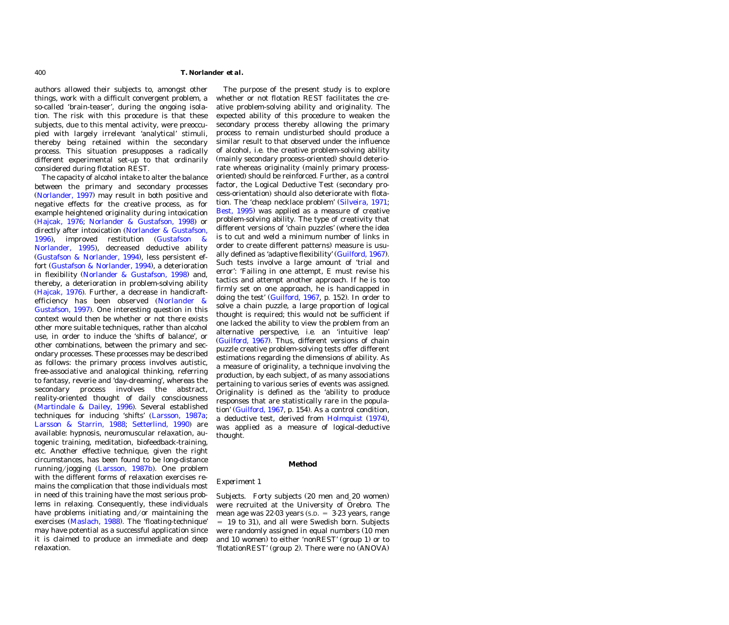authors allowed their subjects to, amongst other things, work with a difficult convergent problem, a so-called 'brain-teaser', during the ongoing isolation. The risk with this procedure is that these subjects, due to this mental activity, were preoccupied with largely irrelevant 'analytical' stimuli, thereby being retained within the secondary process. This situation presupposes a radically different experimental set-up to that ordinarily considered during flotation REST.

The capacity of alcohol intake to alter the balance between the primary and secondary processes (Norlander, 1997) may result in both positive and negative effects for the creative process, as for example heightened originality during intoxication (Hajcak, 1976; Norlander & Gustafson, 1998) or directly after intoxication (Norlander & Gustafson, 1996), improved restitution (Gustafson & Norlander, 1995), decreased deductive ability (Gustafson & Norlander, 1994), less persistent effort (Gustafson & Norlander, 1994), a deterioration in flexibility (Norlander & Gustafson, 1998) and, thereby, a deterioration in problem-solving ability (Hajcak, 1976). Further, a decrease in handicraft-efficiency has been observed (Norlander & Gustafson, 1997). One interesting question in this context would then be whether or not there exists other more suitable techniques, rather than alcohol use, in order to induce the 'shifts of balance', or other combinations, between the primary and secondary processes. These processes may be described as follows: the primary process involves autistic, free-associative and analogical thinking, referring to fantasy, reverie and 'day-dreaming', whereas the secondary process involves the abstract, reality-oriented thought of daily consciousness (Martindale & Dailey, 1996). Several established techniques for inducing 'shifts' (Larsson, 1987a; Larsson & Starrin, 1988; Setterlind, 1990) are available: hypnosis, neuromuscular relaxation, autogenic training, meditation, biofeedback-training, etc. Another effective technique, given the right circumstances, has been found to be long-distance running/jogging (Larsson, 1987b). One problem with the different forms of relaxation exercises remains the complication that those individuals most in need of this training have the most serious problems in relaxing. Consequently, these individuals have problems initiating and/or maintaining the exercises (Maslach, 1988). The 'floating-technique' may have potential as a successful application since it is claimed to produce an immediate and deep relaxation.

The purpose of the present study is to explore whether or not flotation REST facilitates the creative problem-solving ability and originality. The expected ability of this procedure to weaken the secondary process thereby allowing the primary process to remain undisturbed should produce a similar result to that observed under the influence of alcohol, i.e. the creative problem-solving ability (mainly secondary process-oriented) should deteriorate whereas originality (mainly primary process-oriented) should be reinforced. Further, as a control factor, the Logical Deductive Test (secondary process-orientation) should also deteriorate with flotation. The 'cheap necklace problem' (Silveira, 1971; Best, 1995) was applied as a measure of creative problem-solving ability. The type of creativity that different versions of 'chain puzzles' (where the idea is to cut and weld a minimum number of links in order to create different patterns) measure is usually defined as 'adaptive flexibility' (Guilford, 1967). Such tests involve a large amount of 'trial and error': 'Failing in one attempt, E must revise his tactics and attempt another approach. If he is too firmly set on one approach, he is handicapped in doing the test' (Guilford, 1967, p. 152). In order to solve a chain puzzle, a large proportion of logical thought is required; this would not be sufficient if one lacked the ability to view the problem from an alternative perspective, i.e. an 'intuitive leap' (Guilford, 1967). Thus, different versions of chain puzzle creative problem-solving tests offer different estimations regarding the dimensions of ability. As a measure of originality, a technique involving the production, by each subject, of as many associations pertaining to various series of events was assigned. Originality is defined as the 'ability to produce responses that are statistically rare in the population' (Guilford, 1967, p. 154). As a control condition, a deductive test, derived from Holmquist (1974), was applied as a measure of logical-deductive thought.

## Method

### *Experiment 1*

*Subjects.* Forty subjects (20 men and 20 women) were recruited at the University of Örebro. The mean age was 22·03 years (S.D. = 3·23 years, range = 19 to 31), and all were Swedish born. Subjects were randomly assigned in equal numbers (10 men and 10 women) to either 'nonREST' (group 1) or to 'flotationREST' (group 2). There were no (ANOVA)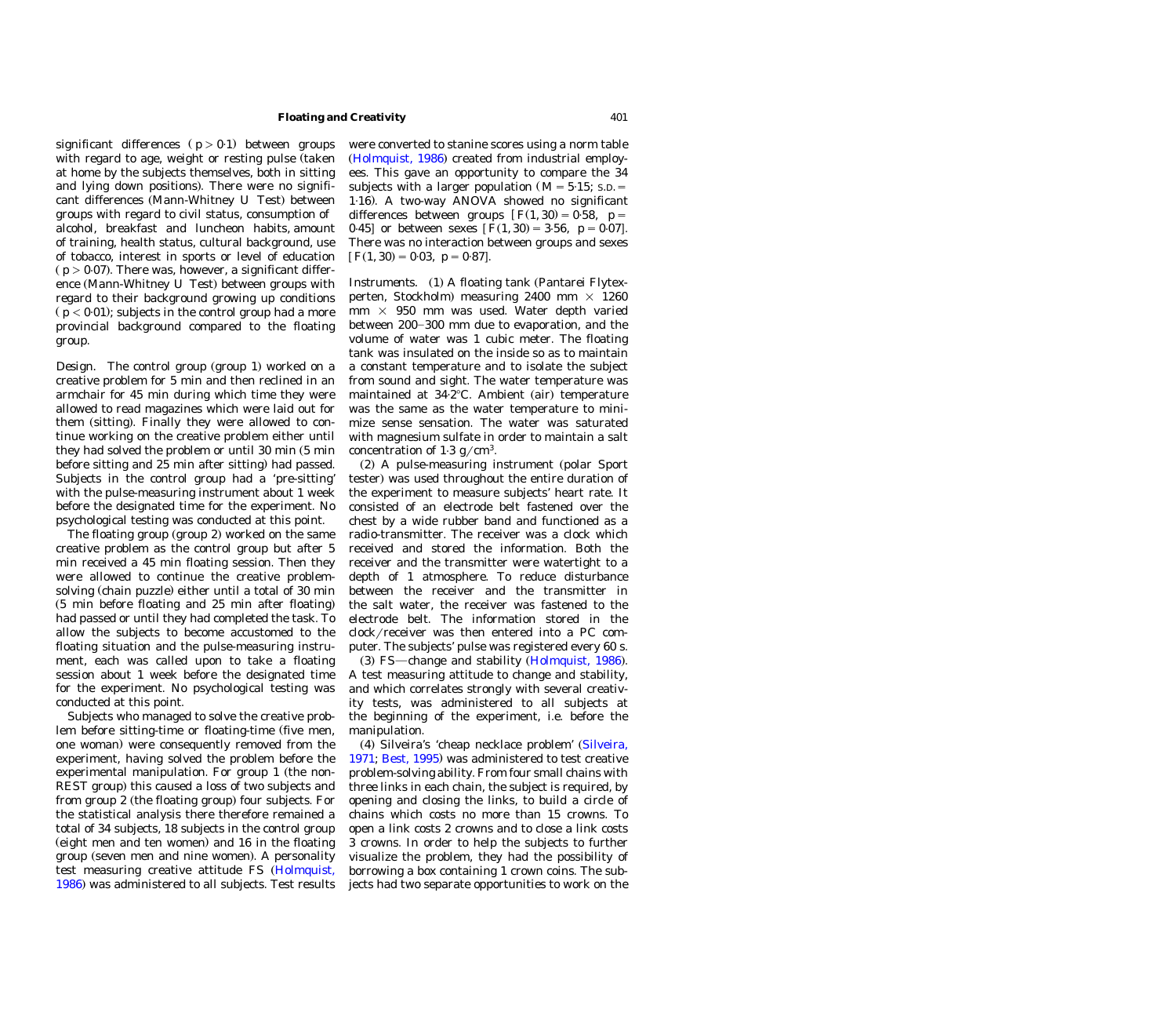significant differences ( $p > 0.1$) between groups with regard to age, weight or resting pulse (taken at home by the subjects themselves, both in sitting and lying down positions). There were no significant differences (Mann-Whitney *U* Test) between groups with regard to civil status, consumption of alcohol, breakfast and luncheon habits, amount of training, health status, cultural background, use of tobacco, interest in sports or level of education ( $p > 0.07$). There was, however, a significant difference (Mann-Whitney *U* Test) between groups with regard to their background growing up conditions ( $p < 0.01$); subjects in the control group had a more provincial background compared to the floating group.

*Design.* The control group (group 1) worked on a creative problem for 5 min and then reclined in an armchair for 45 min during which time they were allowed to read magazines which were laid out for them (sitting). Finally they were allowed to continue working on the creative problem either until they had solved the problem or until 30 min (5 min before sitting and 25 min after sitting) had passed. Subjects in the control group had a 'pre-sitting' with the pulse-measuring instrument about 1 week before the designated time for the experiment. No psychological testing was conducted at this point.

The floating group (group 2) worked on the same creative problem as the control group but after 5 min received a 45 min floating session. Then they were allowed to continue the creative problem-solving (chain puzzle) either until a total of 30 min (5 min before floating and 25 min after floating) had passed or until they had completed the task. To allow the subjects to become accustomed to the floating situation and the pulse-measuring instrument, each was called upon to take a floating session about 1 week before the designated time for the experiment. No psychological testing was conducted at this point.

Subjects who managed to solve the creative problem before sitting-time or floating-time (five men, one woman) were consequently removed from the experiment, having solved the problem before the experimental manipulation. For group 1 (the non-REST group) this caused a loss of two subjects and from group 2 (the floating group) four subjects. For the statistical analysis there therefore remained a total of 34 subjects, 18 subjects in the control group (eight men and ten women) and 16 in the floating group (seven men and nine women). A personality test measuring creative attitude FS (Holmquist, 1986) was administered to all subjects. Test results were converted to stanine scores using a norm table (Holmquist, 1986) created from industrial employees. This gave an opportunity to compare the 34 subjects with a larger population ( $M = 5.15$; S.D. $= 1.16$). A two-way ANOVA showed no significant differences between groups [ $F(1, 30) = 0.58$, $p = 0.45$] or between sexes [ $F(1, 30) = 3.56$, $p = 0.07$]. There was no interaction between groups and sexes [ $F(1, 30) = 0.03$, $p = 0.87$].

*Instruments.* (1) A floating tank (Pantarei Flytexperten, Stockholm) measuring 2400 mm × 1260 mm × 950 mm was used. Water depth varied between 200–300 mm due to evaporation, and the volume of water was 1 cubic meter. The floating tank was insulated on the inside so as to maintain a constant temperature and to isolate the subject from sound and sight. The water temperature was maintained at 34·2°C. Ambient (air) temperature was the same as the water temperature to minimize sense sensation. The water was saturated with magnesium sulfate in order to maintain a salt concentration of 1·3 g/cm$^3$.

(2) A pulse-measuring instrument (polar Sport tester) was used throughout the entire duration of the experiment to measure subjects' heart rate. It consisted of an electrode belt fastened over the chest by a wide rubber band and functioned as a radio-transmitter. The receiver was a clock which received and stored the information. Both the receiver and the transmitter were watertight to a depth of 1 atmosphere. To reduce disturbance between the receiver and the transmitter in the salt water, the receiver was fastened to the electrode belt. The information stored in the clock/receiver was then entered into a PC computer. The subjects' pulse was registered every 60 s.

(3) FS—change and stability (Holmquist, 1986). A test measuring attitude to change and stability, and which correlates strongly with several creativity tests, was administered to all subjects at the beginning of the experiment, i.e. before the manipulation.

(4) Silveira's 'cheap necklace problem' (Silveira, 1971; Best, 1995) was administered to test creative problem-solving ability. From four small chains with three links in each chain, the subject is required, by opening and closing the links, to build a circle of chains which costs no more than 15 crowns. To open a link costs 2 crowns and to close a link costs 3 crowns. In order to help the subjects to further visualize the problem, they had the possibility of borrowing a box containing 1 crown coins. The subjects had two separate opportunities to work on the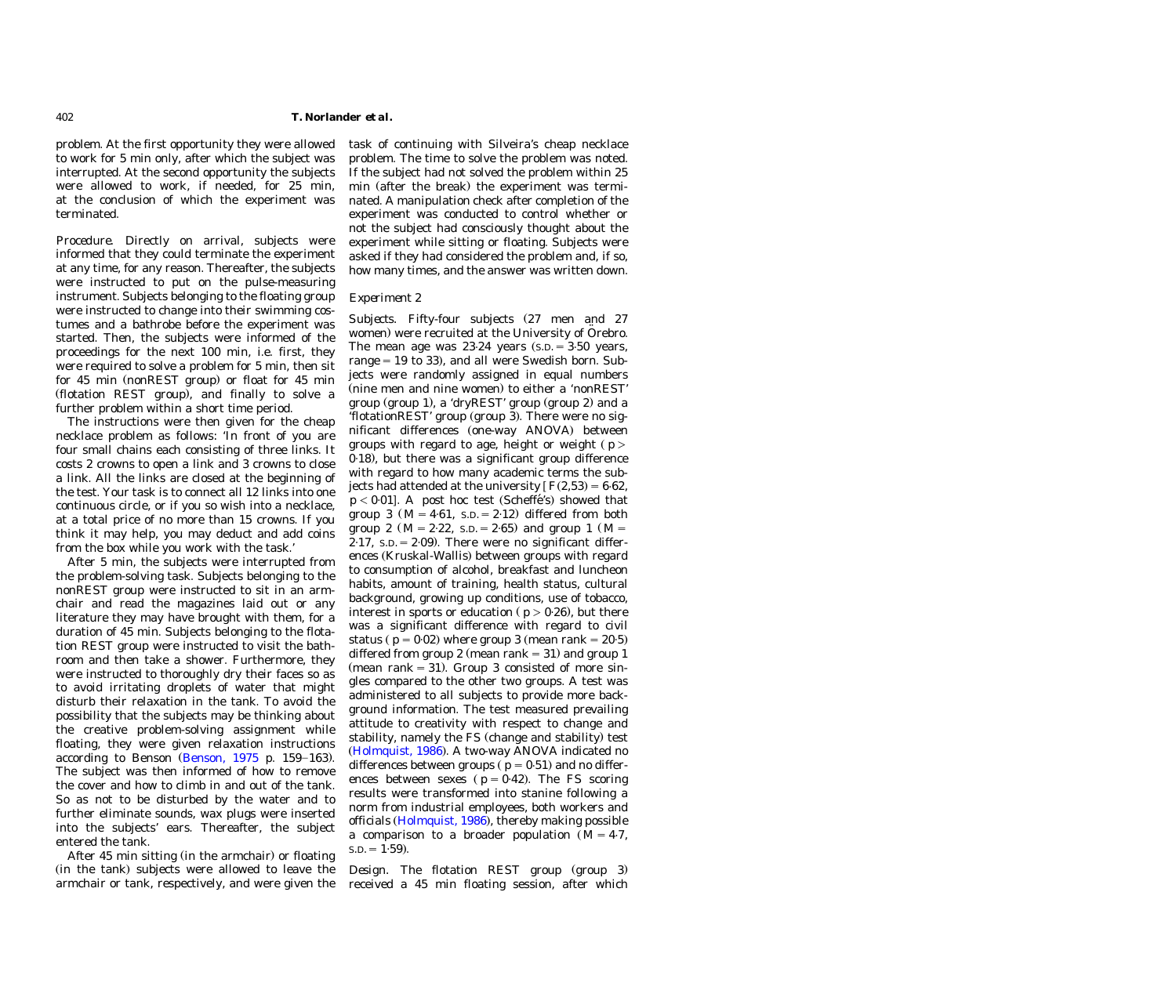problem. At the first opportunity they were allowed to work for 5 min only, after which the subject was interrupted. At the second opportunity the subjects were allowed to work, if needed, for 25 min, at the conclusion of which the experiment was terminated.

*Procedure.* Directly on arrival, subjects were informed that they could terminate the experiment at any time, for any reason. Thereafter, the subjects were instructed to put on the pulse-measuring instrument. Subjects belonging to the floating group were instructed to change into their swimming costumes and a bathrobe before the experiment was started. Then, the subjects were informed of the proceedings for the next 100 min, i.e. first, they were required to solve a problem for 5 min, then sit for 45 min (nonREST group) or float for 45 min (flotation REST group), and finally to solve a further problem within a short time period.

The instructions were then given for the cheap necklace problem as follows: 'In front of you are four small chains each consisting of three links. It costs 2 crowns to open a link and 3 crowns to close a link. All the links are closed at the beginning of the test. Your task is to connect all 12 links into one continuous circle, or if you so wish into a necklace, at a total price of no more than 15 crowns. If you think it may help, you may deduct and add coins from the box while you work with the task.'

After 5 min, the subjects were interrupted from the problem-solving task. Subjects belonging to the nonREST group were instructed to sit in an armchair and read the magazines laid out or any literature they may have brought with them, for a duration of 45 min. Subjects belonging to the flotation REST group were instructed to visit the bathroom and then take a shower. Furthermore, they were instructed to thoroughly dry their faces so as to avoid irritating droplets of water that might disturb their relaxation in the tank. To avoid the possibility that the subjects may be thinking about the creative problem-solving assignment while floating, they were given relaxation instructions according to Benson (Benson, 1975 p. 159–163). The subject was then informed of how to remove the cover and how to climb in and out of the tank. So as not to be disturbed by the water and to further eliminate sounds, wax plugs were inserted into the subjects' ears. Thereafter, the subject entered the tank.

After 45 min sitting (in the armchair) or floating (in the tank) subjects were allowed to leave the armchair or tank, respectively, and were given the task of continuing with Silveira's cheap necklace problem. The time to solve the problem was noted. If the subject had not solved the problem within 25 min (after the break) the experiment was terminated. A manipulation check after completion of the experiment was conducted to control whether or not the subject had consciously thought about the experiment while sitting or floating. Subjects were asked if they had considered the problem and, if so, how many times, and the answer was written down.

### *Experiment 2*

*Subjects.* Fifty-four subjects (27 men and 27 women) were recruited at the University of Örebro. The mean age was 23·24 years (S.D. = 3·50 years, range = 19 to 33), and all were Swedish born. Subjects were randomly assigned in equal numbers (nine men and nine women) to either a 'nonREST' group (group 1), a 'dryREST' group (group 2) and a 'flotationREST' group (group 3). There were no significant differences (one-way ANOVA) between groups with regard to age, height or weight ($p > 0·18$), but there was a significant group difference with regard to how many academic terms the subjects had attended at the university [$F(2,53) = 6·62$, $p < 0·01$]. A post hoc test (Scheffé's) showed that group 3 ($M = 4·61$, S.D. = 2·12) differed from both group 2 ($M = 2·22$, S.D. = 2·65) and group 1 ($M = 2·17$, S.D. = 2·09). There were no significant differences (Kruskal-Wallis) between groups with regard to consumption of alcohol, breakfast and luncheon habits, amount of training, health status, cultural background, growing up conditions, use of tobacco, interest in sports or education ($p > 0·26$), but there was a significant difference with regard to civil status ($p = 0·02$) where group 3 (mean rank = 20·5) differed from group 2 (mean rank = 31) and group 1 (mean rank = 31). Group 3 consisted of more singles compared to the other two groups. A test was administered to all subjects to provide more background information. The test measured prevailing attitude to creativity with respect to change and stability, namely the FS (change and stability) test (Holmquist, 1986). A two-way ANOVA indicated no differences between groups ($p = 0·51$) and no differences between sexes ($p = 0·42$). The FS scoring results were transformed into stanine following a norm from industrial employees, both workers and officials (Holmquist, 1986), thereby making possible a comparison to a broader population ($M = 4·7$, S.D. = 1·59).

*Design.* The flotation REST group (group 3) received a 45 min floating session, after which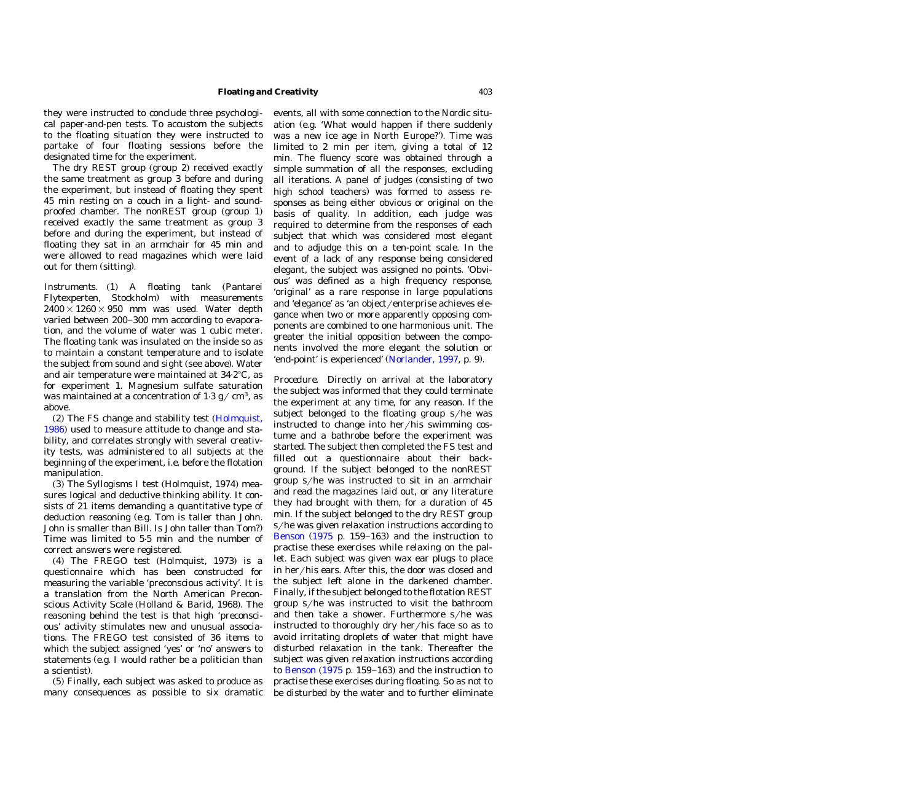they were instructed to conclude three psychological paper-and-pen tests. To accustom the subjects to the floating situation they were instructed to partake of four floating sessions before the designated time for the experiment.

The dry REST group (group 2) received exactly the same treatment as group 3 before and during the experiment, but instead of floating they spent 45 min resting on a couch in a light- and sound-proofed chamber. The nonREST group (group 1) received exactly the same treatment as group 3 before and during the experiment, but instead of floating they sat in an armchair for 45 min and were allowed to read magazines which were laid out for them (sitting).

*Instruments.* (1) A floating tank (Pantarei Flytexperten, Stockholm) with measurements $2400 \times 1260 \times 950$ mm was used. Water depth varied between 200–300 mm according to evaporation, and the volume of water was 1 cubic meter. The floating tank was insulated on the inside so as to maintain a constant temperature and to isolate the subject from sound and sight (see above). Water and air temperature were maintained at 34·2°C, as for experiment 1. Magnesium sulfate saturation was maintained at a concentration of 1·3 g/ $cm^3$, as above.

(2) The FS change and stability test (Holmquist, 1986) used to measure attitude to change and stability, and correlates strongly with several creativity tests, was administered to all subjects at the beginning of the experiment, i.e. before the flotation manipulation.

(3) The Syllogisms I test (Holmquist, 1974) measures logical and deductive thinking ability. It consists of 21 items demanding a quantitative type of deduction reasoning (e.g. Tom is taller than John. John is smaller than Bill. Is John taller than Tom?) Time was limited to 5·5 min and the number of correct answers were registered.

(4) The FREGO test (Holmquist, 1973) is a questionnaire which has been constructed for measuring the variable 'preconscious activity'. It is a translation from the North American Preconscious Activity Scale (Holland & Barid, 1968). The reasoning behind the test is that high 'preconscious' activity stimulates new and unusual associations. The FREGO test consisted of 36 items to which the subject assigned 'yes' or 'no' answers to statements (e.g. I would rather be a politician than a scientist).

(5) Finally, each subject was asked to produce as many consequences as possible to six dramatic events, all with some connection to the Nordic situation (e.g. 'What would happen if there suddenly was a new ice age in North Europe?'). Time was limited to 2 min per item, giving a total of 12 min. The fluency score was obtained through a simple summation of all the responses, excluding all iterations. A panel of judges (consisting of two high school teachers) was formed to assess responses as being either obvious or original on the basis of quality. In addition, each judge was required to determine from the responses of each subject that which was considered most elegant and to adjudge this on a ten-point scale. In the event of a lack of any response being considered elegant, the subject was assigned no points. 'Obvious' was defined as a high frequency response, 'original' as a rare response in large populations and 'elegance' as 'an object/enterprise achieves elegance when two or more apparently opposing components are combined to one harmonious unit. The greater the initial opposition between the components involved the more elegant the solution or 'end-point' is experienced' (Norlander, 1997, p. 9).

*Procedure.* Directly on arrival at the laboratory the subject was informed that they could terminate the experiment at any time, for any reason. If the subject belonged to the floating group s/he was instructed to change into her/his swimming costume and a bathrobe before the experiment was started. The subject then completed the FS test and filled out a questionnaire about their background. If the subject belonged to the nonREST group s/he was instructed to sit in an armchair and read the magazines laid out, or any literature they had brought with them, for a duration of 45 min. If the subject belonged to the dry REST group s/he was given relaxation instructions according to Benson (1975 p. 159–163) and the instruction to practise these exercises while relaxing on the pallet. Each subject was given wax ear plugs to place in her/his ears. After this, the door was closed and the subject left alone in the darkened chamber. Finally, if the subject belonged to the flotation REST group s/he was instructed to visit the bathroom and then take a shower. Furthermore s/he was instructed to thoroughly dry her/his face so as to avoid irritating droplets of water that might have disturbed relaxation in the tank. Thereafter the subject was given relaxation instructions according to Benson (1975 p. 159–163) and the instruction to practise these exercises during floating. So as not to be disturbed by the water and to further eliminate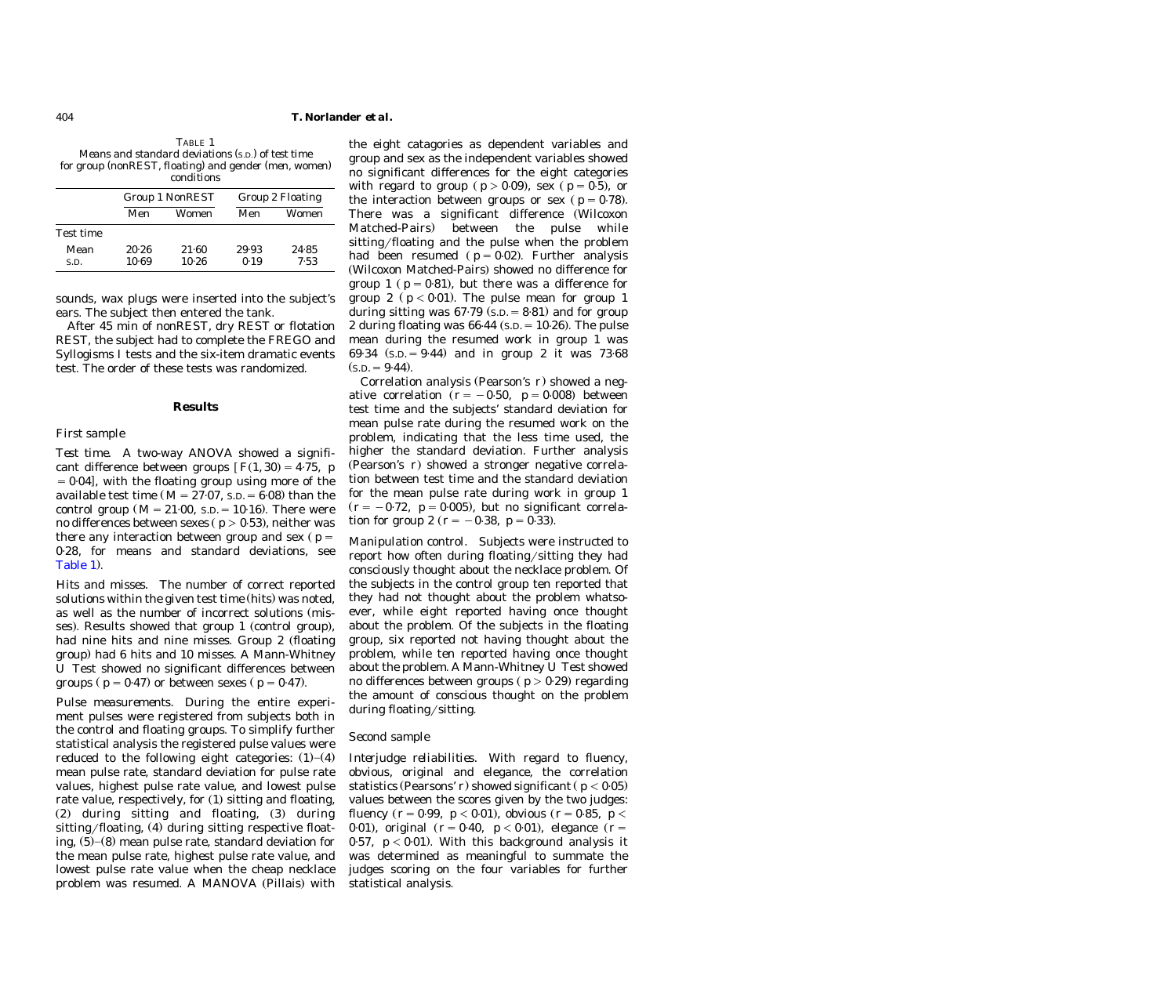TABLE 1
*Means and standard deviations* (S.D.) *of test time for group* (*nonREST, floating*) *and gender* (*men, women*) *conditions*

| | Group 1 NonREST | | Group 2 Floating | |
|---|---|---|---|---|
| | Men | Women | Men | Women |
| Test time | | | | |
| Mean | 20·26 | 21·60 | 29·93 | 24·85 |
| S.D. | 10·69 | 10·26 | 0·19 | 7·53 |

sounds, wax plugs were inserted into the subject's ears. The subject then entered the tank.

After 45 min of nonREST, dry REST or flotation REST, the subject had to complete the FREGO and Syllogisms I tests and the six-item dramatic events test. The order of these tests was randomized.

## Results

### First sample

*Test time.* A two-way ANOVA showed a significant difference between groups [$F(1, 30) = 4·75$, $p = 0·04$], with the floating group using more of the available test time ($M = 27·07$, S.D. $= 6·08$) than the control group ($M = 21·00$, S.D. $= 10·16$). There were no differences between sexes ($p > 0·53$), neither was there any interaction between group and sex ($p = 0·28$, for means and standard deviations, see Table 1).

*Hits and misses.* The number of correct reported solutions within the given test time (hits) was noted, as well as the number of incorrect solutions (misses). Results showed that group 1 (control group), had nine hits and nine misses. Group 2 (floating group) had 6 hits and 10 misses. A Mann-Whitney U Test showed no significant differences between groups ($p = 0·47$) or between sexes ($p = 0·47$).

*Pulse measurements.* During the entire experiment pulses were registered from subjects both in the control and floating groups. To simplify further statistical analysis the registered pulse values were reduced to the following eight categories: (1)–(4) mean pulse rate, standard deviation for pulse rate values, highest pulse rate value, and lowest pulse rate value, respectively, for (1) sitting and floating, (2) during sitting and floating, (3) during sitting/floating, (4) during sitting respective floating, (5)–(8) mean pulse rate, standard deviation for the mean pulse rate, highest pulse rate value, and lowest pulse rate value when the cheap necklace problem was resumed. A MANOVA (Pillais) with the eight catagories as dependent variables and group and sex as the independent variables showed no significant differences for the eight categories with regard to group ($p > 0·09$), sex ($p = 0·5$), or the interaction between groups or sex ($p = 0·78$). There was a significant difference (Wilcoxon Matched-Pairs) between the pulse while sitting/floating and the pulse when the problem had been resumed ($p = 0·02$). Further analysis (Wilcoxon Matched-Pairs) showed no difference for group 1 ($p = 0·81$), but there was a difference for group 2 ($p < 0·01$). The pulse mean for group 1 during sitting was 67·79 (S.D. $= 8·81$) and for group 2 during floating was 66·44 (S.D. $= 10·26$). The pulse mean during the resumed work in group 1 was 69·34 (S.D. $= 9·44$) and in group 2 it was 73·68 (S.D. $= 9·44$).

Correlation analysis (Pearson's r) showed a negative correlation ($r = -0·50$, $p = 0·008$) between test time and the subjects' standard deviation for mean pulse rate during the resumed work on the problem, indicating that the less time used, the higher the standard deviation. Further analysis (Pearson's r) showed a stronger negative correlation between test time and the standard deviation for the mean pulse rate during work in group 1 ($r = -0·72$, $p = 0·005$), but no significant correlation for group 2 ($r = -0·38$, $p = 0·33$).

*Manipulation control.* Subjects were instructed to report how often during floating/sitting they had consciously thought about the necklace problem. Of the subjects in the control group ten reported that they had not thought about the problem whatsoever, while eight reported having once thought about the problem. Of the subjects in the floating group, six reported not having thought about the problem, while ten reported having once thought about the problem. A Mann-Whitney U Test showed no differences between groups ($p > 0·29$) regarding the amount of conscious thought on the problem during floating/sitting.

### Second sample

*Interjudge reliabilities.* With regard to fluency, obvious, original and elegance, the correlation statistics (Pearsons' r) showed significant ($p < 0·05$) values between the scores given by the two judges: fluency ($r = 0·99$, $p < 0·01$), obvious ($r = 0·85$, $p < 0·01$), original ($r = 0·40$, $p < 0·01$), elegance ($r = 0·57$, $p < 0·01$). With this background analysis it was determined as meaningful to summate the judges scoring on the four variables for further statistical analysis.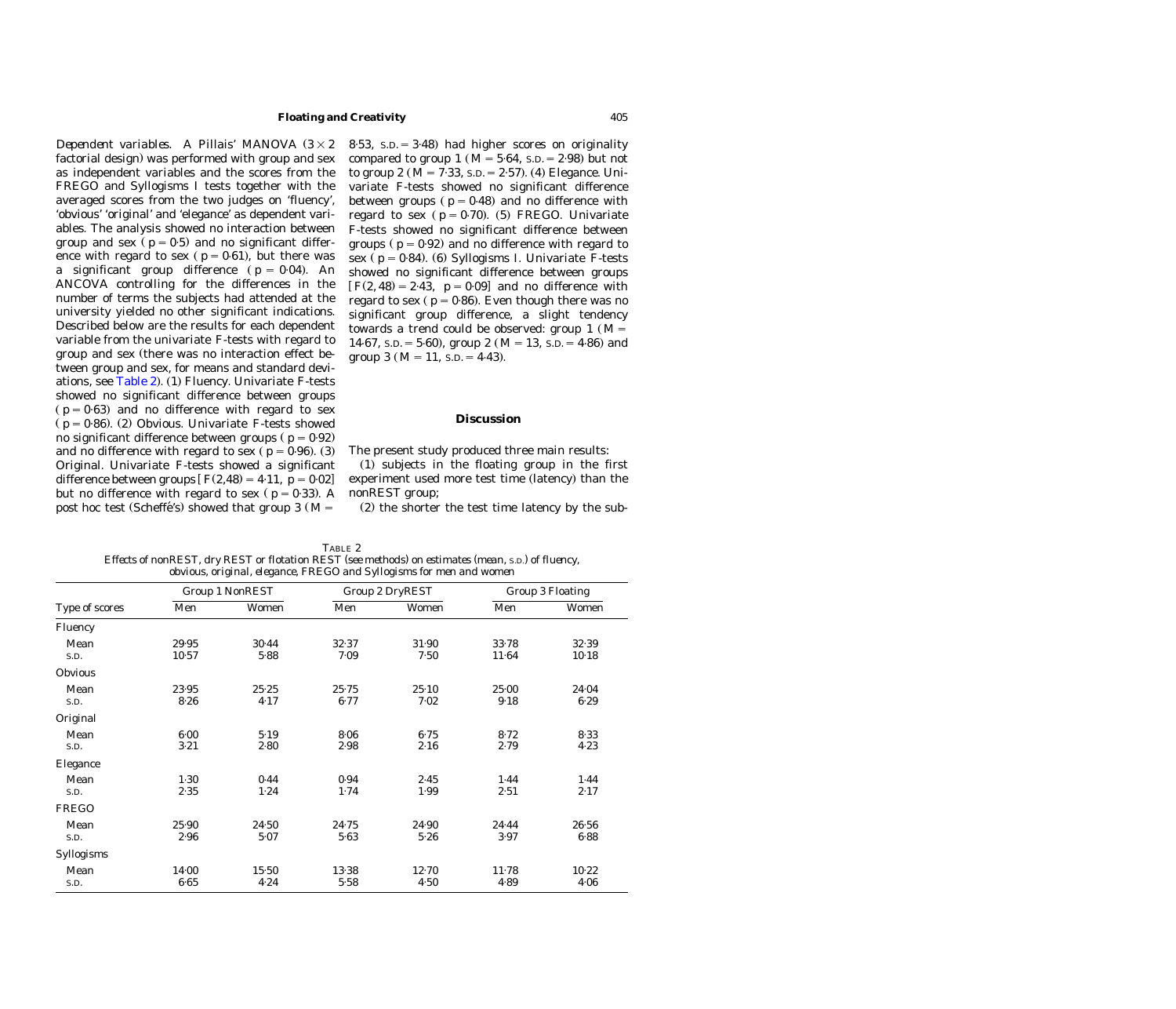*Dependent variables.* A Pillais' MANOVA ($3 \times 2$ factorial design) was performed with group and sex as independent variables and the scores from the FREGO and Syllogisms I tests together with the averaged scores from the two judges on 'fluency', 'obvious' 'original' and 'elegance' as dependent variables. The analysis showed no interaction between group and sex ($p = 0{\cdot}5$) and no significant difference with regard to sex ($p = 0{\cdot}61$), but there was a significant group difference ($p = 0{\cdot}04$). An ANCOVA controlling for the differences in the number of terms the subjects had attended at the university yielded no other significant indications. Described below are the results for each dependent variable from the univariate F-tests with regard to group and sex (there was no interaction effect between group and sex, for means and standard deviations, see Table 2). (1) Fluency. Univariate F-tests showed no significant difference between groups ($p = 0{\cdot}63$) and no difference with regard to sex ($p = 0{\cdot}86$). (2) Obvious. Univariate F-tests showed no significant difference between groups ($p = 0{\cdot}92$) and no difference with regard to sex ($p = 0{\cdot}96$). (3) Original. Univariate F-tests showed a significant difference between groups [$F(2,48) = 4{\cdot}11$, $p = 0{\cdot}02$] but no difference with regard to sex ($p = 0{\cdot}33$). A post hoc test (Scheffé's) showed that group 3 ($M = 8{\cdot}53$, S.D. $= 3{\cdot}48$) had higher scores on originality compared to group 1 ($M = 5{\cdot}64$, S.D. $= 2{\cdot}98$) but not to group 2 ($M = 7{\cdot}33$, S.D. $= 2{\cdot}57$). (4) Elegance. Univariate F-tests showed no significant difference between groups ($p = 0{\cdot}48$) and no difference with regard to sex ($p = 0{\cdot}70$). (5) FREGO. Univariate F-tests showed no significant difference between groups ($p = 0{\cdot}92$) and no difference with regard to sex ($p = 0{\cdot}84$). (6) Syllogisms I. Univariate F-tests showed no significant difference between groups [$F(2, 48) = 2{\cdot}43$, $p = 0{\cdot}09$] and no difference with regard to sex ($p = 0{\cdot}86$). Even though there was no significant group difference, a slight tendency towards a trend could be observed: group 1 ($M = 14{\cdot}67$, S.D. $= 5{\cdot}60$), group 2 ($M = 13$, S.D. $= 4{\cdot}86$) and group 3 ($M = 11$, S.D. $= 4{\cdot}43$).

## Discussion

The present study produced three main results:

(1) subjects in the floating group in the first experiment used more test time (latency) than the nonREST group;

(2) the shorter the test time latency by the sub-

TABLE 2
*Effects of nonREST, dry REST or flotation REST (see methods) on estimates (mean, S.D.) of fluency, obvious, original, elegance, FREGO and Syllogisms for men and women*

| Type of scores | Group 1 NonREST | | Group 2 DryREST | | Group 3 Floating | |
|---|---|---|---|---|---|---|
| | Men | Women | Men | Women | Men | Women |
| **Fluency** | | | | | | |
| Mean | 29·95 | 30·44 | 32·37 | 31·90 | 33·78 | 32·39 |
| S.D. | 10·57 | 5·88 | 7·09 | 7·50 | 11·64 | 10·18 |
| **Obvious** | | | | | | |
| Mean | 23·95 | 25·25 | 25·75 | 25·10 | 25·00 | 24·04 |
| S.D. | 8·26 | 4·17 | 6·77 | 7·02 | 9·18 | 6·29 |
| **Original** | | | | | | |
| Mean | 6·00 | 5·19 | 8·06 | 6·75 | 8·72 | 8·33 |
| S.D. | 3·21 | 2·80 | 2·98 | 2·16 | 2·79 | 4·23 |
| **Elegance** | | | | | | |
| Mean | 1·30 | 0·44 | 0·94 | 2·45 | 1·44 | 1·44 |
| S.D. | 2·35 | 1·24 | 1·74 | 1·99 | 2·51 | 2·17 |
| **FREGO** | | | | | | |
| Mean | 25·90 | 24·50 | 24·75 | 24·90 | 24·44 | 26·56 |
| S.D. | 2·96 | 5·07 | 5·63 | 5·26 | 3·97 | 6·88 |
| **Syllogisms** | | | | | | |
| Mean | 14·00 | 15·50 | 13·38 | 12·70 | 11·78 | 10·22 |
| S.D. | 6·65 | 4·24 | 5·58 | 4·50 | 4·89 | 4·06 |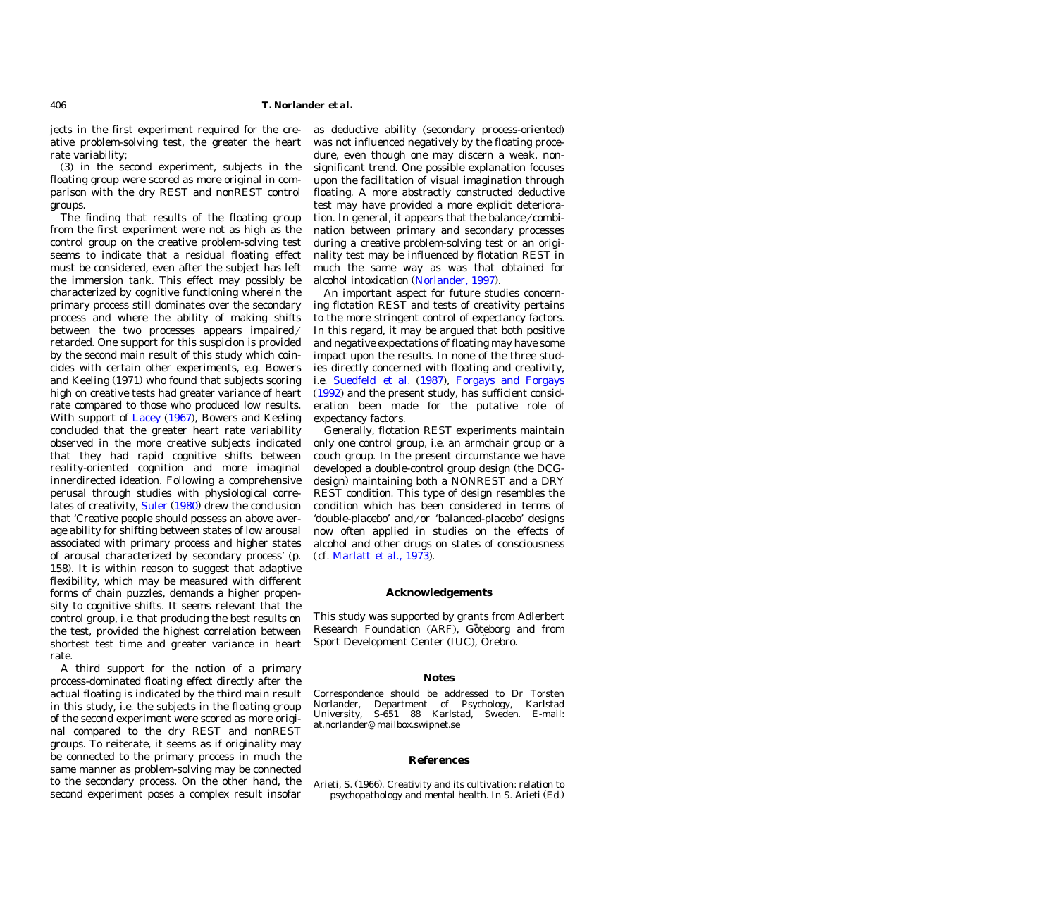jects in the first experiment required for the creative problem-solving test, the greater the heart rate variability;

(3) in the second experiment, subjects in the floating group were scored as more original in comparison with the dry REST and nonREST control groups.

The finding that results of the floating group from the first experiment were not as high as the control group on the creative problem-solving test seems to indicate that a residual floating effect must be considered, even after the subject has left the immersion tank. This effect may possibly be characterized by cognitive functioning wherein the primary process still dominates over the secondary process and where the ability of making shifts between the two processes appears impaired/retarded. One support for this suspicion is provided by the second main result of this study which coincides with certain other experiments, e.g. Bowers and Keeling (1971) who found that subjects scoring high on creative tests had greater variance of heart rate compared to those who produced low results. With support of Lacey (1967), Bowers and Keeling concluded that the greater heart rate variability observed in the more creative subjects indicated that they had rapid cognitive shifts between reality-oriented cognition and more imaginal innerdirected ideation. Following a comprehensive perusal through studies with physiological correlates of creativity, Suler (1980) drew the conclusion that 'Creative people should possess an above average ability for shifting between states of low arousal associated with primary process and higher states of arousal characterized by secondary process' (p. 158). It is within reason to suggest that adaptive flexibility, which may be measured with different forms of chain puzzles, demands a higher propensity to cognitive shifts. It seems relevant that the control group, i.e. that producing the best results on the test, provided the highest correlation between shortest test time and greater variance in heart rate.

A third support for the notion of a primary process-dominated floating effect directly after the actual floating is indicated by the third main result in this study, i.e. the subjects in the floating group of the second experiment were scored as more original compared to the dry REST and nonREST groups. To reiterate, it seems as if originality may be connected to the primary process in much the same manner as problem-solving may be connected to the secondary process. On the other hand, the second experiment poses a complex result insofar as deductive ability (secondary process-oriented) was not influenced negatively by the floating procedure, even though one may discern a weak, nonsignificant trend. One possible explanation focuses upon the facilitation of visual imagination through floating. A more abstractly constructed deductive test may have provided a more explicit deterioration. In general, it appears that the balance/combination between primary and secondary processes during a creative problem-solving test or an originality test may be influenced by flotation REST in much the same way as was that obtained for alcohol intoxication (Norlander, 1997).

An important aspect for future studies concerning flotation REST and tests of creativity pertains to the more stringent control of expectancy factors. In this regard, it may be argued that both positive and negative expectations of floating may have some impact upon the results. In none of the three studies directly concerned with floating and creativity, i.e. Suedfeld *et al.* (1987), Forgays and Forgays (1992) and the present study, has sufficient consideration been made for the putative role of expectancy factors.

Generally, flotation REST experiments maintain only one control group, i.e. an armchair group or a couch group. In the present circumstance we have developed a double-control group design (the DCG-design) maintaining both a NONREST and a DRY REST condition. This type of design resembles the condition which has been considered in terms of 'double-placebo' and/or 'balanced-placebo' designs now often applied in studies on the effects of alcohol and other drugs on states of consciousness (cf. Marlatt *et al.*, 1973).

## Acknowledgements

This study was supported by grants from Adlerbert Research Foundation (ARF), Göteborg and from Sport Development Center (IUC), Örebro.

## Notes

Correspondence should be addressed to Dr Torsten Norlander, Department of Psychology, Karlstad University, S-651 88 Karlstad, Sweden. E-mail: at.norlander@mailbox.swipnet.se

## References

Arieti, S. (1966). Creativity and its cultivation: relation to psychopathology and mental health. In S. Arieti (Ed.)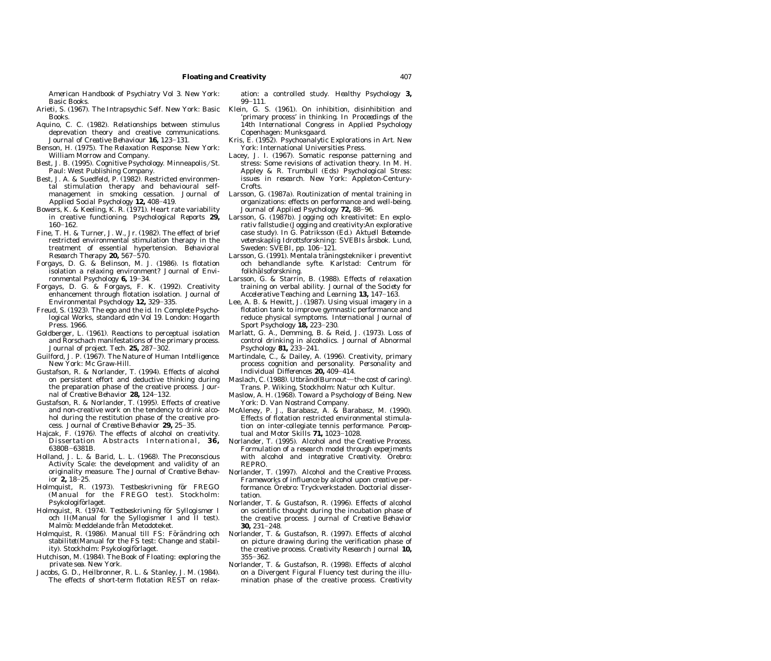American Handbook of Psychiatry Vol 3. New York: Basic Books.

Arieti, S. (1967). *The Intrapsychic Self*. New York: Basic Books.

Aquino, C. C. (1982). Relationships between stimulus deprevation theory and creative communications. *Journal of Creative Behaviour* **16,** 123–131.

Benson, H. (1975). *The Relaxation Response*. New York: William Morrow and Company.

Best, J. B. (1995). *Cognitive Psychology*. Minneapolis/St. Paul: West Publishing Company.

Best, J. A. & Suedfeld, P. (1982). Restricted environmental stimulation therapy and behavioural self-management in smoking cessation. *Journal of Applied Social Psychology* **12,** 408–419.

Bowers, K. & Keeling, K. R. (1971). Heart rate variability in creative functioning. *Psychological Reports* **29,** 160–162.

Fine, T. H. & Turner, J. W., Jr. (1982). The effect of brief restricted environmental stimulation therapy in the treatment of essential hypertension. *Behavioral Research Therapy* **20,** 567–570.

Forgays, D. G. & Belinson, M. J. (1986). Is flotation isolation a relaxing environment? *Journal of Environmental Psychology* **6,** 19–34.

Forgays, D. G. & Forgays, F. K. (1992). Creativity enhancement through flotation isolation. *Journal of Environmental Psychology* **12,** 329–335.

Freud, S. (1923). The ego and the id. In *Complete Psychological Works, standard edn Vol 19*. London: Hogarth Press. 1966.

Goldberger, L. (1961). Reactions to perceptual isolation and Rorschach manifestations of the primary process. *Journal of project. Tech.* **25,** 287–302.

Guilford, J. P. (1967). *The Nature of Human Intelligence*. New York: Mc Graw-Hill.

Gustafson, R. & Norlander, T. (1994). Effects of alcohol on persistent effort and deductive thinking during the preparation phase of the creative process. *Journal of Creative Behavior* **28,** 124–132.

Gustafson, R. & Norlander, T. (1995). Effects of creative and non-creative work on the tendency to drink alcohol during the restitution phase of the creative process. *Journal of Creative Behavior* **29,** 25–35.

Hajcak, F. (1976). The effects of alcohol on creativity. *Dissertation Abstracts International*, **36,** 6380B–6381B.

Holland, J. L. & Barid, L. L. (1968). The Preconscious Activity Scale: the development and validity of an originality measure. *The Journal of Creative Behavior* **2,** 18–25.

Holmquist, R. (1973). *Testbeskrivning för FREGO (Manual for the FREGO test)*. Stockholm: Psykologiförlaget.

Holmquist, R. (1974). *Testbeskrivning för Syllogismer I och II (Manual for the Syllogismer I and II test)*. Malmö: Meddelande från Metodoteket.

Holmquist, R. (1986). *Manual till FS: Förändring och stabilitet (Manual for the FS test: Change and stability)*. Stockholm: Psykologiförlaget.

Hutchison, M. (1984). *The Book of Floating: exploring the private sea*. New York.

Jacobs, G. D., Heilbronner, R. L. & Stanley, J. M. (1984). The effects of short-term flotation REST on relaxation: a controlled study. *Healthy Psychology* **3,** 99–111.

Klein, G. S. (1961). On inhibition, disinhibition and 'primary process' in thinking. In *Proceedings of the 14th International Congress in Applied Psychology* Copenhagen: Munksgaard.

Kris, E. (1952). *Psychoanalytic Explorations in Art*. New York: International Universities Press.

Lacey, J. I. (1967). Somatic response patterning and stress: Some revisions of activation theory. In M. H. Appley & R. Trumbull (Eds) *Psychological Stress: issues in research*. New York: Appleton-Century-Crofts.

Larsson, G. (1987a). Routinization of mental training in organizations: effects on performance and well-being. *Journal of Applied Psychology* **72,** 88–96.

Larsson, G. (1987b). Jogging och kreativitet: En explorativ fallstudie (Jogging and creativity:An explorative case study). In G. Patriksson (Ed.) *Aktuell Beteendevetenskaplig Idrottsforskning: SVEBIs årsbok*. Lund, Sweden: SVEBI, pp. 106–121.

Larsson, G. (1991). *Mentala träningstekniker i preventivt och behandlande syfte*. Karlstad: Centrum för folkhälsoforskning.

Larsson, G. & Starrin, B. (1988). Effects of relaxation training on verbal ability. *Journal of the Society for Accelerative Teaching and Learning* **13,** 147–163.

Lee, A. B. & Hewitt, J. (1987). Using visual imagery in a flotation tank to improve gymnastic performance and reduce physical symptoms. *International Journal of Sport Psychology* **18,** 223–230.

Marlatt, G. A., Demming, B. & Reid, J. (1973). Loss of control drinking in alcoholics. *Journal of Abnormal Psychology* **81,** 233–241.

Martindale, C., & Dailey, A. (1996). Creativity, primary process cognition and personality. *Personality and Individual Differences* **20,** 409–414.

Maslach, C. (1988). *Utbränd (Burnout—the cost of caring)*. Trans. P. Wiking, Stockholm: Natur och Kultur.

Maslow, A. H. (1968). *Toward a Psychology of Being*. New York: D. Van Nostrand Company.

McAleney, P. J., Barabasz, A. & Barabasz, M. (1990). Effects of flotation restricted environmental stimulation on inter-collegiate tennis performance. *Perceptual and Motor Skills* **71,** 1023–1028.

Norlander, T. (1995). *Alcohol and the Creative Process. Formulation of a research model through experiments with alcohol and integrative Creativity*. Örebro: REPRO.

Norlander, T. (1997). *Alcohol and the Creative Process. Frameworks of influence by alcohol upon creative performance*. Örebro: Tryckverkstaden. Doctorial dissertation.

Norlander, T. & Gustafson, R. (1996). Effects of alcohol on scientific thought during the incubation phase of the creative process. *Journal of Creative Behavior* **30,** 231–248.

Norlander, T. & Gustafson, R. (1997). Effects of alcohol on picture drawing during the verification phase of the creative process. *Creativity Research Journal* **10,** 355–362.

Norlander, T. & Gustafson, R. (1998). Effects of alcohol on a Divergent Figural Fluency test during the illumination phase of the creative process. *Creativity*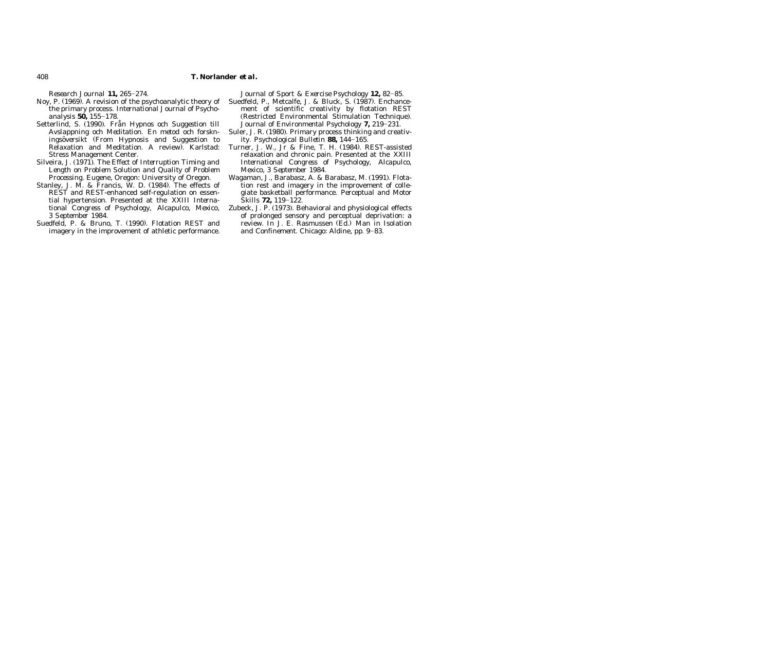Research Journal **11,** 265–274.

Noy, P. (1969). A revision of the psychoanalytic theory of the primary process. *International Journal of Psychoanalysis* **50,** 155–178.

Setterlind, S. (1990). *Från Hypnos och Suggestion till Avslappning och Meditation. En metod och forskningsöversikt* (From Hypnosis and Suggestion to Relaxation and Meditation. A review). Karlstad: Stress Management Center.

Silveira, J. (1971). *The Effect of Interruption Timing and Length on Problem Solution and Quality of Problem Processing.* Eugene, Oregon: University of Oregon.

Stanley, J. M. & Francis, W. D. (1984). The effects of REST and REST-enhanced self-regulation on essential hypertension. Presented at the *XXIII International Congress of Psychology, Alcapulco, Mexico, 3 September 1984.*

Suedfeld, P. & Bruno, T. (1990). Flotation REST and imagery in the improvement of athletic performance. *Journal of Sport & Exercise Psychology* **12,** 82–85.

Suedfeld, P., Metcalfe, J. & Bluck, S. (1987). Enchancement of scientific creativity by flotation REST (Restricted Environmental Stimulation Technique). *Journal of Environmental Psychology* **7,** 219–231.

Suler, J. R. (1980). Primary process thinking and creativity. *Psychological Bulletin* **88,** 144–165.

Turner, J. W., Jr & Fine, T. H. (1984). REST-assisted relaxation and chronic pain. Presented at the *XXIII International Congress of Psychology, Alcapulco, Mexico, 3 September 1984.*

Wagaman, J., Barabasz, A. & Barabasz, M. (1991). Flotation rest and imagery in the improvement of collegiate basketball performance. *Perceptual and Motor Skills* **72,** 119–122.

Zubeck, J. P. (1973). Behavioral and physiological effects of prolonged sensory and perceptual deprivation: a review. In J. E. Rasmussen (Ed.) *Man in Isolation and Confinement.* Chicago: Aldine, pp. 9–83.